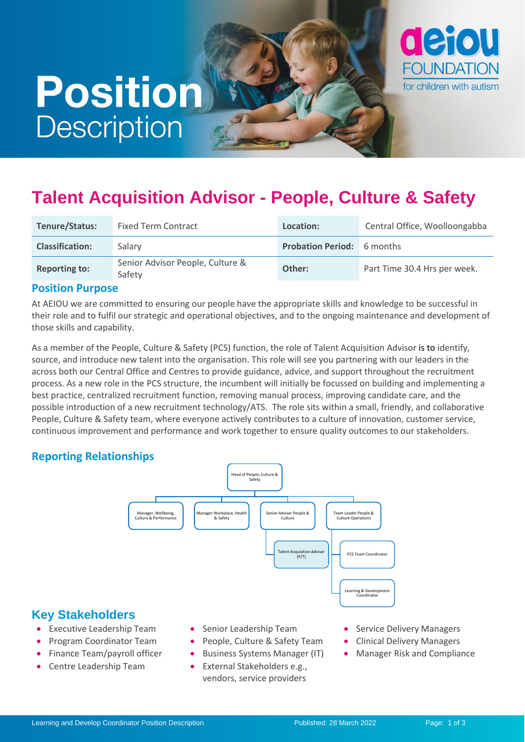# Position Description

## Talent Acquisition Advisor - People, Culture & Safety

| Tenure/Status: | Fixed Term Contract | Location: | Central Office, Woolloongabba |
|---|---|---|---|
| Classification: | Salary | Probation Period: | 6 months |
| Reporting to: | Senior Advisor People, Culture & Safety | Other: | Part Time 30.4 Hrs per week. |

### Position Purpose

At AEIOU we are committed to ensuring our people have the appropriate skills and knowledge to be successful in their role and to fulfil our strategic and operational objectives, and to the ongoing maintenance and development of those skills and capability.

As a member of the People, Culture & Safety (PCS) function, the role of Talent Acquisition Advisor is to identify, source, and introduce new talent into the organisation. This role will see you partnering with our leaders in the across both our Central Office and Centres to provide guidance, advice, and support throughout the recruitment process. As a new role in the PCS structure, the incumbent will initially be focussed on building and implementing a best practice, centralized recruitment function, removing manual process, improving candidate care, and the possible introduction of a new recruitment technology/ATS. The role sits within a small, friendly, and collaborative People, Culture & Safety team, where everyone actively contributes to a culture of innovation, customer service, continuous improvement and performance and work together to ensure quality outcomes to our stakeholders.

### Reporting Relationships

- Head of People, Culture & Safety
  - Manager, Wellbeing, Culture & Performance
  - Manager Workplace, Health & Safety
  - Senior Advisor People & Culture
    - Talent Acquisition Advisor (P/T)
  - Team Leader People & Culture Operations
    - PCS Team Coordinator
    - Learning & Development Coordinator

## Key Stakeholders

- Executive Leadership Team
- Program Coordinator Team
- Finance Team/payroll officer
- Centre Leadership Team
- Senior Leadership Team
- People, Culture & Safety Team
- Business Systems Manager (IT)
- External Stakeholders e.g., vendors, service providers
- Service Delivery Managers
- Clinical Delivery Managers
- Manager Risk and Compliance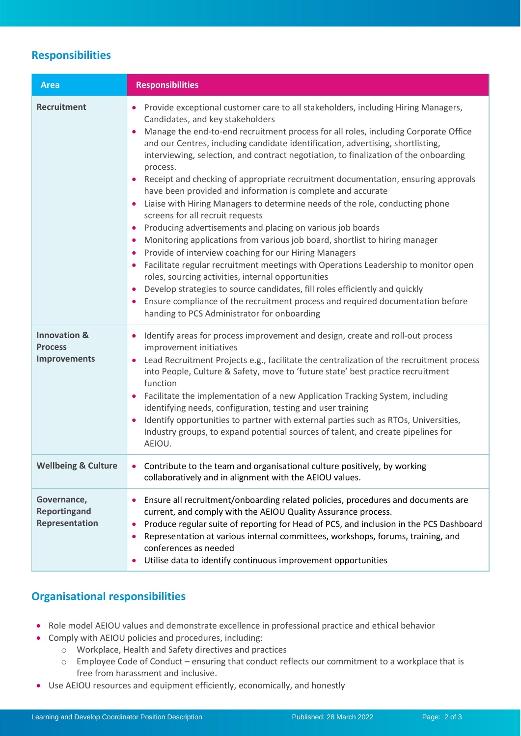## Responsibilities

| Area | Responsibilities |
|---|---|
| **Recruitment** | • Provide exceptional customer care to all stakeholders, including Hiring Managers, Candidates, and key stakeholders<br>• Manage the end-to-end recruitment process for all roles, including Corporate Office and our Centres, including candidate identification, advertising, shortlisting, interviewing, selection, and contract negotiation, to finalization of the onboarding process.<br>• Receipt and checking of appropriate recruitment documentation, ensuring approvals have been provided and information is complete and accurate<br>• Liaise with Hiring Managers to determine needs of the role, conducting phone screens for all recruit requests<br>• Producing advertisements and placing on various job boards<br>• Monitoring applications from various job board, shortlist to hiring manager<br>• Provide of interview coaching for our Hiring Managers<br>• Facilitate regular recruitment meetings with Operations Leadership to monitor open roles, sourcing activities, internal opportunities<br>• Develop strategies to source candidates, fill roles efficiently and quickly<br>• Ensure compliance of the recruitment process and required documentation before handing to PCS Administrator for onboarding |
| **Innovation & Process Improvements** | • Identify areas for process improvement and design, create and roll-out process improvement initiatives<br>• Lead Recruitment Projects e.g., facilitate the centralization of the recruitment process into People, Culture & Safety, move to 'future state' best practice recruitment function<br>• Facilitate the implementation of a new Application Tracking System, including identifying needs, configuration, testing and user training<br>• Identify opportunities to partner with external parties such as RTOs, Universities, Industry groups, to expand potential sources of talent, and create pipelines for AEIOU. |
| **Wellbeing & Culture** | • Contribute to the team and organisational culture positively, by working collaboratively and in alignment with the AEIOU values. |
| **Governance, Reportingand Representation** | • Ensure all recruitment/onboarding related policies, procedures and documents are current, and comply with the AEIOU Quality Assurance process.<br>• Produce regular suite of reporting for Head of PCS, and inclusion in the PCS Dashboard<br>• Representation at various internal committees, workshops, forums, training, and conferences as needed<br>• Utilise data to identify continuous improvement opportunities |

## Organisational responsibilities

- Role model AEIOU values and demonstrate excellence in professional practice and ethical behavior
- Comply with AEIOU policies and procedures, including:
  - Workplace, Health and Safety directives and practices
  - Employee Code of Conduct – ensuring that conduct reflects our commitment to a workplace that is free from harassment and inclusive.
- Use AEIOU resources and equipment efficiently, economically, and honestly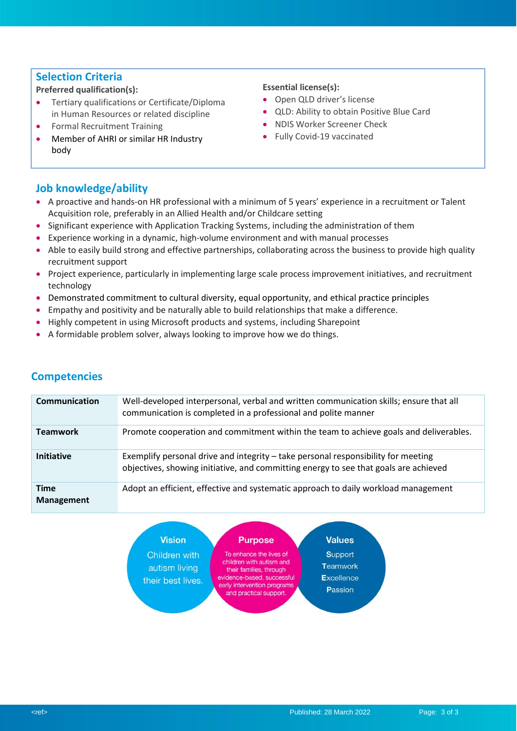## Selection Criteria

**Preferred qualification(s):**

- Tertiary qualifications or Certificate/Diploma in Human Resources or related discipline
- Formal Recruitment Training
- Member of AHRI or similar HR Industry body

**Essential license(s):**

- Open QLD driver's license
- QLD: Ability to obtain Positive Blue Card
- NDIS Worker Screener Check
- Fully Covid-19 vaccinated

## Job knowledge/ability

- A proactive and hands-on HR professional with a minimum of 5 years' experience in a recruitment or Talent Acquisition role, preferably in an Allied Health and/or Childcare setting
- Significant experience with Application Tracking Systems, including the administration of them
- Experience working in a dynamic, high-volume environment and with manual processes
- Able to easily build strong and effective partnerships, collaborating across the business to provide high quality recruitment support
- Project experience, particularly in implementing large scale process improvement initiatives, and recruitment technology
- Demonstrated commitment to cultural diversity, equal opportunity, and ethical practice principles
- Empathy and positivity and be naturally able to build relationships that make a difference.
- Highly competent in using Microsoft products and systems, including Sharepoint
- A formidable problem solver, always looking to improve how we do things.

## Competencies

| | |
|---|---|
| **Communication** | Well-developed interpersonal, verbal and written communication skills; ensure that all communication is completed in a professional and polite manner |
| **Teamwork** | Promote cooperation and commitment within the team to achieve goals and deliverables. |
| **Initiative** | Exemplify personal drive and integrity – take personal responsibility for meeting objectives, showing initiative, and committing energy to see that goals are achieved |
| **Time Management** | Adopt an efficient, effective and systematic approach to daily workload management |

**Vision**
Children with autism living their best lives.

**Purpose**
To enhance the lives of children with autism and their families, through evidence-based, successful early intervention programs and practical support.

**Values**
Support
Teamwork
Excellence
Passion